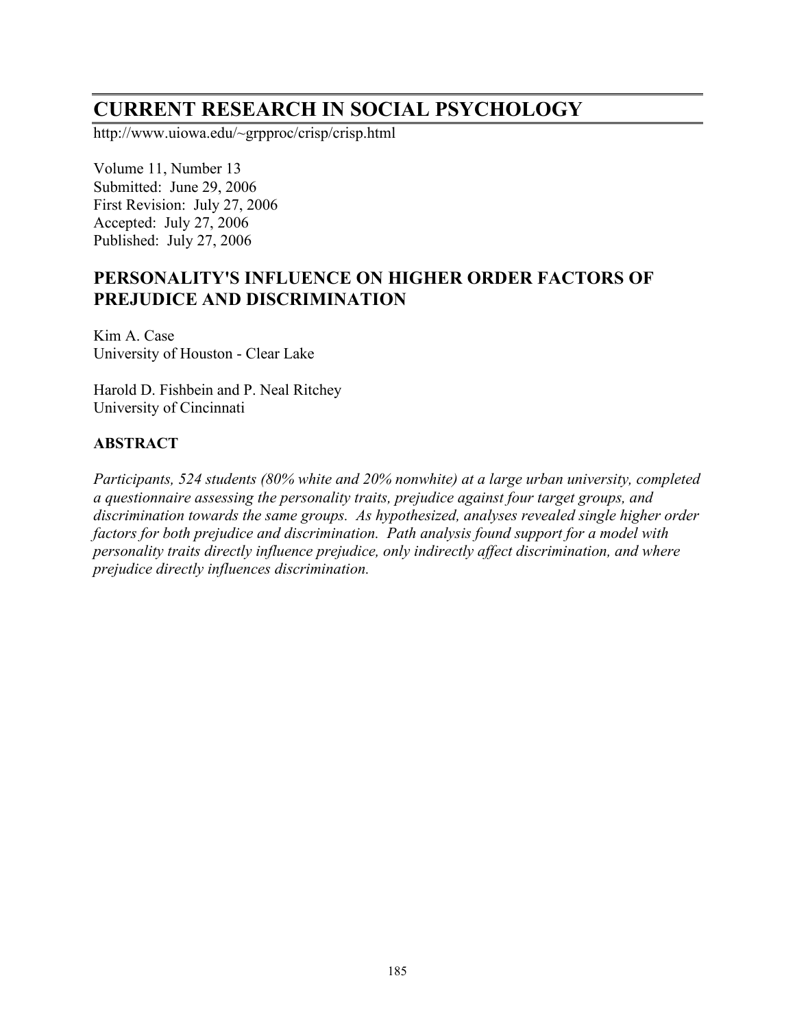# CURRENT RESEARCH IN SOCIAL PSYCHOLOGY

http://www.uiowa.edu/~grpproc/crisp/crisp.html

Volume 11, Number 13
Submitted: June 29, 2006
First Revision: July 27, 2006
Accepted: July 27, 2006
Published: July 27, 2006

## PERSONALITY'S INFLUENCE ON HIGHER ORDER FACTORS OF PREJUDICE AND DISCRIMINATION

Kim A. Case
University of Houston - Clear Lake

Harold D. Fishbein and P. Neal Ritchey
University of Cincinnati

### ABSTRACT

*Participants, 524 students (80% white and 20% nonwhite) at a large urban university, completed a questionnaire assessing the personality traits, prejudice against four target groups, and discrimination towards the same groups. As hypothesized, analyses revealed single higher order factors for both prejudice and discrimination. Path analysis found support for a model with personality traits directly influence prejudice, only indirectly affect discrimination, and where prejudice directly influences discrimination.*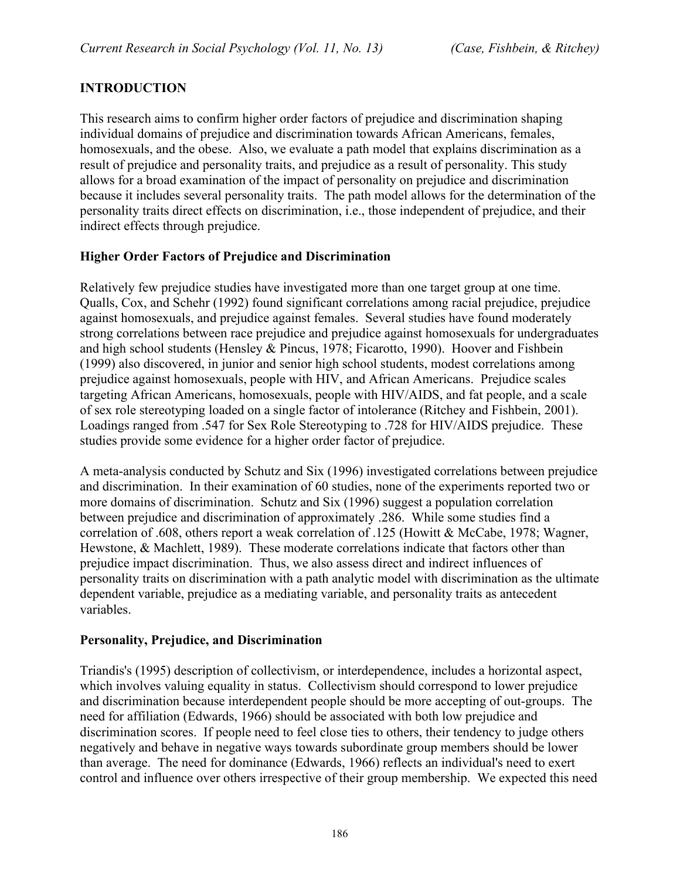## INTRODUCTION

This research aims to confirm higher order factors of prejudice and discrimination shaping individual domains of prejudice and discrimination towards African Americans, females, homosexuals, and the obese. Also, we evaluate a path model that explains discrimination as a result of prejudice and personality traits, and prejudice as a result of personality. This study allows for a broad examination of the impact of personality on prejudice and discrimination because it includes several personality traits. The path model allows for the determination of the personality traits direct effects on discrimination, i.e., those independent of prejudice, and their indirect effects through prejudice.

### Higher Order Factors of Prejudice and Discrimination

Relatively few prejudice studies have investigated more than one target group at one time. Qualls, Cox, and Schehr (1992) found significant correlations among racial prejudice, prejudice against homosexuals, and prejudice against females. Several studies have found moderately strong correlations between race prejudice and prejudice against homosexuals for undergraduates and high school students (Hensley & Pincus, 1978; Ficarotto, 1990). Hoover and Fishbein (1999) also discovered, in junior and senior high school students, modest correlations among prejudice against homosexuals, people with HIV, and African Americans. Prejudice scales targeting African Americans, homosexuals, people with HIV/AIDS, and fat people, and a scale of sex role stereotyping loaded on a single factor of intolerance (Ritchey and Fishbein, 2001). Loadings ranged from .547 for Sex Role Stereotyping to .728 for HIV/AIDS prejudice. These studies provide some evidence for a higher order factor of prejudice.

A meta-analysis conducted by Schutz and Six (1996) investigated correlations between prejudice and discrimination. In their examination of 60 studies, none of the experiments reported two or more domains of discrimination. Schutz and Six (1996) suggest a population correlation between prejudice and discrimination of approximately .286. While some studies find a correlation of .608, others report a weak correlation of .125 (Howitt & McCabe, 1978; Wagner, Hewstone, & Machlett, 1989). These moderate correlations indicate that factors other than prejudice impact discrimination. Thus, we also assess direct and indirect influences of personality traits on discrimination with a path analytic model with discrimination as the ultimate dependent variable, prejudice as a mediating variable, and personality traits as antecedent variables.

### Personality, Prejudice, and Discrimination

Triandis's (1995) description of collectivism, or interdependence, includes a horizontal aspect, which involves valuing equality in status. Collectivism should correspond to lower prejudice and discrimination because interdependent people should be more accepting of out-groups. The need for affiliation (Edwards, 1966) should be associated with both low prejudice and discrimination scores. If people need to feel close ties to others, their tendency to judge others negatively and behave in negative ways towards subordinate group members should be lower than average. The need for dominance (Edwards, 1966) reflects an individual's need to exert control and influence over others irrespective of their group membership. We expected this need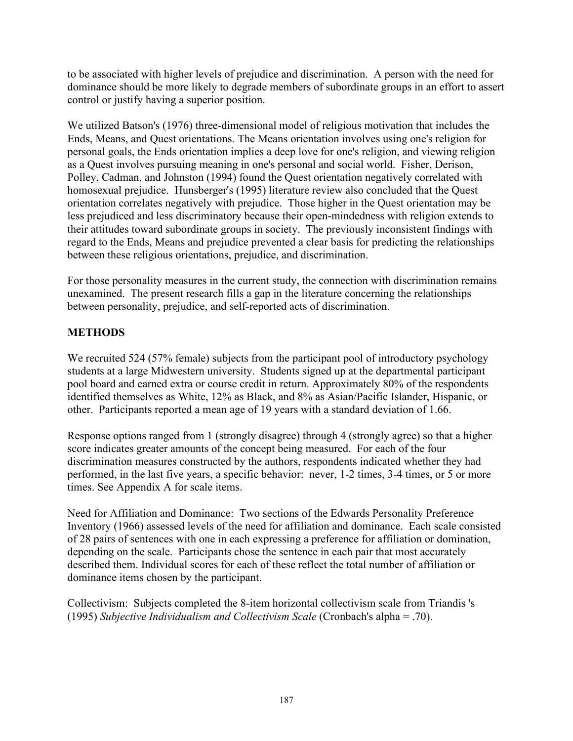to be associated with higher levels of prejudice and discrimination. A person with the need for dominance should be more likely to degrade members of subordinate groups in an effort to assert control or justify having a superior position.

We utilized Batson's (1976) three-dimensional model of religious motivation that includes the Ends, Means, and Quest orientations. The Means orientation involves using one's religion for personal goals, the Ends orientation implies a deep love for one's religion, and viewing religion as a Quest involves pursuing meaning in one's personal and social world. Fisher, Derison, Polley, Cadman, and Johnston (1994) found the Quest orientation negatively correlated with homosexual prejudice. Hunsberger's (1995) literature review also concluded that the Quest orientation correlates negatively with prejudice. Those higher in the Quest orientation may be less prejudiced and less discriminatory because their open-mindedness with religion extends to their attitudes toward subordinate groups in society. The previously inconsistent findings with regard to the Ends, Means and prejudice prevented a clear basis for predicting the relationships between these religious orientations, prejudice, and discrimination.

For those personality measures in the current study, the connection with discrimination remains unexamined. The present research fills a gap in the literature concerning the relationships between personality, prejudice, and self-reported acts of discrimination.

## METHODS

We recruited 524 (57% female) subjects from the participant pool of introductory psychology students at a large Midwestern university. Students signed up at the departmental participant pool board and earned extra or course credit in return. Approximately 80% of the respondents identified themselves as White, 12% as Black, and 8% as Asian/Pacific Islander, Hispanic, or other. Participants reported a mean age of 19 years with a standard deviation of 1.66.

Response options ranged from 1 (strongly disagree) through 4 (strongly agree) so that a higher score indicates greater amounts of the concept being measured. For each of the four discrimination measures constructed by the authors, respondents indicated whether they had performed, in the last five years, a specific behavior: never, 1-2 times, 3-4 times, or 5 or more times. See Appendix A for scale items.

Need for Affiliation and Dominance: Two sections of the Edwards Personality Preference Inventory (1966) assessed levels of the need for affiliation and dominance. Each scale consisted of 28 pairs of sentences with one in each expressing a preference for affiliation or domination, depending on the scale. Participants chose the sentence in each pair that most accurately described them. Individual scores for each of these reflect the total number of affiliation or dominance items chosen by the participant.

Collectivism: Subjects completed the 8-item horizontal collectivism scale from Triandis 's (1995) *Subjective Individualism and Collectivism Scale* (Cronbach's alpha = .70).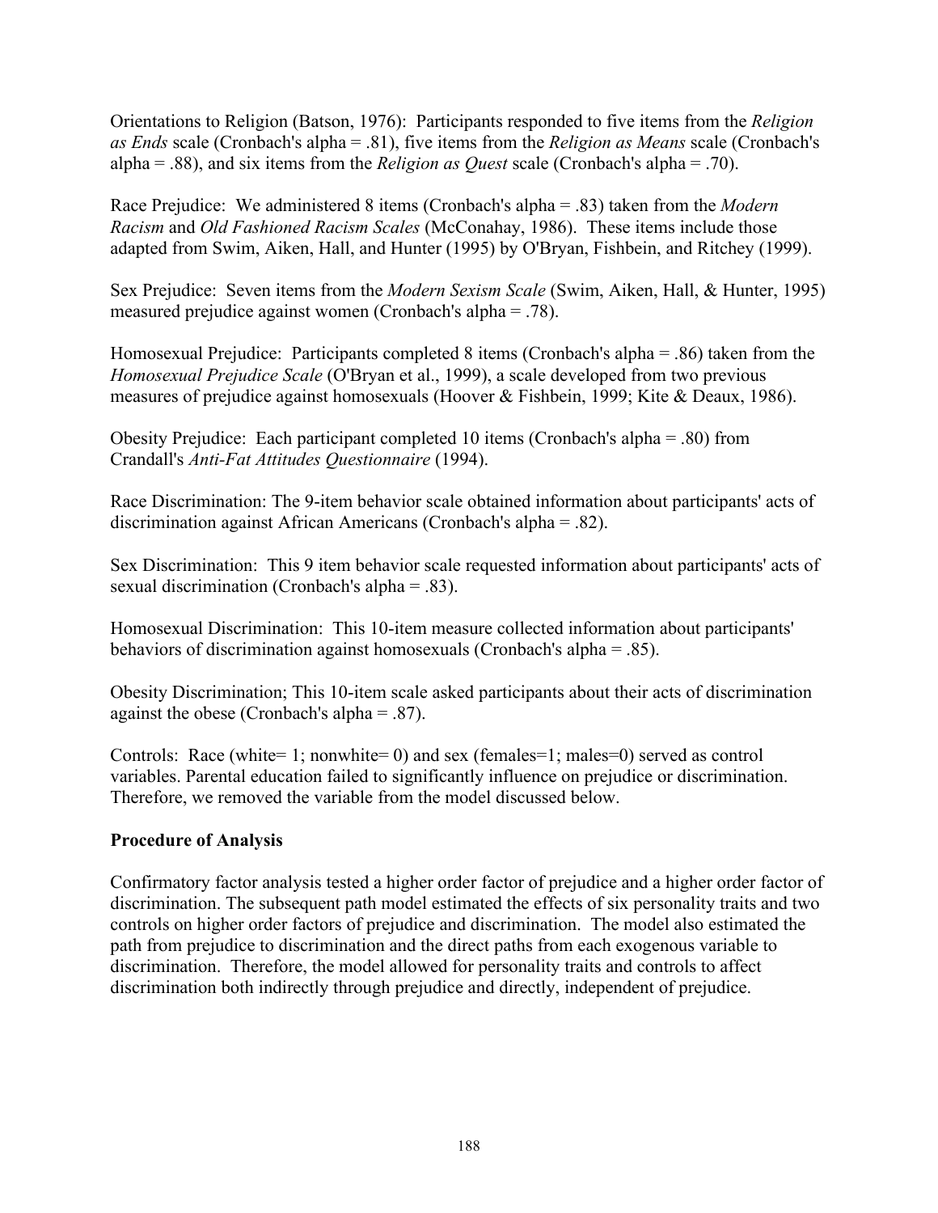Orientations to Religion (Batson, 1976): Participants responded to five items from the *Religion as Ends* scale (Cronbach's alpha = .81), five items from the *Religion as Means* scale (Cronbach's alpha = .88), and six items from the *Religion as Quest* scale (Cronbach's alpha = .70).

Race Prejudice: We administered 8 items (Cronbach's alpha = .83) taken from the *Modern Racism* and *Old Fashioned Racism Scales* (McConahay, 1986). These items include those adapted from Swim, Aiken, Hall, and Hunter (1995) by O'Bryan, Fishbein, and Ritchey (1999).

Sex Prejudice: Seven items from the *Modern Sexism Scale* (Swim, Aiken, Hall, & Hunter, 1995) measured prejudice against women (Cronbach's alpha = .78).

Homosexual Prejudice: Participants completed 8 items (Cronbach's alpha = .86) taken from the *Homosexual Prejudice Scale* (O'Bryan et al., 1999), a scale developed from two previous measures of prejudice against homosexuals (Hoover & Fishbein, 1999; Kite & Deaux, 1986).

Obesity Prejudice: Each participant completed 10 items (Cronbach's alpha = .80) from Crandall's *Anti-Fat Attitudes Questionnaire* (1994).

Race Discrimination: The 9-item behavior scale obtained information about participants' acts of discrimination against African Americans (Cronbach's alpha = .82).

Sex Discrimination: This 9 item behavior scale requested information about participants' acts of sexual discrimination (Cronbach's alpha = .83).

Homosexual Discrimination: This 10-item measure collected information about participants' behaviors of discrimination against homosexuals (Cronbach's alpha = .85).

Obesity Discrimination; This 10-item scale asked participants about their acts of discrimination against the obese (Cronbach's alpha = .87).

Controls: Race (white= 1; nonwhite= 0) and sex (females=1; males=0) served as control variables. Parental education failed to significantly influence on prejudice or discrimination. Therefore, we removed the variable from the model discussed below.

**Procedure of Analysis**

Confirmatory factor analysis tested a higher order factor of prejudice and a higher order factor of discrimination. The subsequent path model estimated the effects of six personality traits and two controls on higher order factors of prejudice and discrimination. The model also estimated the path from prejudice to discrimination and the direct paths from each exogenous variable to discrimination. Therefore, the model allowed for personality traits and controls to affect discrimination both indirectly through prejudice and directly, independent of prejudice.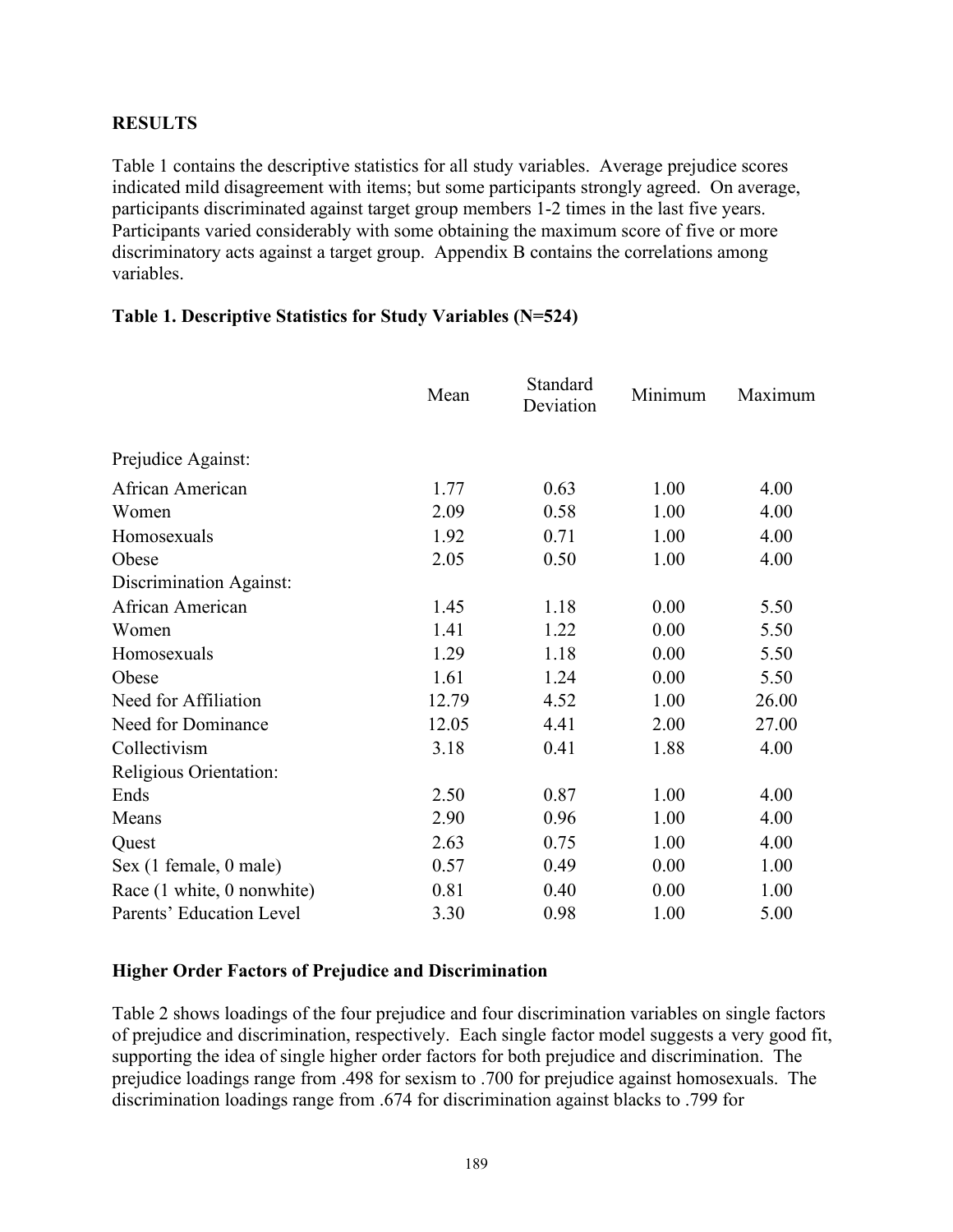## RESULTS

Table 1 contains the descriptive statistics for all study variables. Average prejudice scores indicated mild disagreement with items; but some participants strongly agreed. On average, participants discriminated against target group members 1-2 times in the last five years. Participants varied considerably with some obtaining the maximum score of five or more discriminatory acts against a target group. Appendix B contains the correlations among variables.

**Table 1. Descriptive Statistics for Study Variables (N=524)**

| | Mean | Standard Deviation | Minimum | Maximum |
|---|---|---|---|---|
| Prejudice Against: | | | | |
| African American | 1.77 | 0.63 | 1.00 | 4.00 |
| Women | 2.09 | 0.58 | 1.00 | 4.00 |
| Homosexuals | 1.92 | 0.71 | 1.00 | 4.00 |
| Obese | 2.05 | 0.50 | 1.00 | 4.00 |
| Discrimination Against: | | | | |
| African American | 1.45 | 1.18 | 0.00 | 5.50 |
| Women | 1.41 | 1.22 | 0.00 | 5.50 |
| Homosexuals | 1.29 | 1.18 | 0.00 | 5.50 |
| Obese | 1.61 | 1.24 | 0.00 | 5.50 |
| Need for Affiliation | 12.79 | 4.52 | 1.00 | 26.00 |
| Need for Dominance | 12.05 | 4.41 | 2.00 | 27.00 |
| Collectivism | 3.18 | 0.41 | 1.88 | 4.00 |
| Religious Orientation: | | | | |
| Ends | 2.50 | 0.87 | 1.00 | 4.00 |
| Means | 2.90 | 0.96 | 1.00 | 4.00 |
| Quest | 2.63 | 0.75 | 1.00 | 4.00 |
| Sex (1 female, 0 male) | 0.57 | 0.49 | 0.00 | 1.00 |
| Race (1 white, 0 nonwhite) | 0.81 | 0.40 | 0.00 | 1.00 |
| Parents' Education Level | 3.30 | 0.98 | 1.00 | 5.00 |

### Higher Order Factors of Prejudice and Discrimination

Table 2 shows loadings of the four prejudice and four discrimination variables on single factors of prejudice and discrimination, respectively. Each single factor model suggests a very good fit, supporting the idea of single higher order factors for both prejudice and discrimination. The prejudice loadings range from .498 for sexism to .700 for prejudice against homosexuals. The discrimination loadings range from .674 for discrimination against blacks to .799 for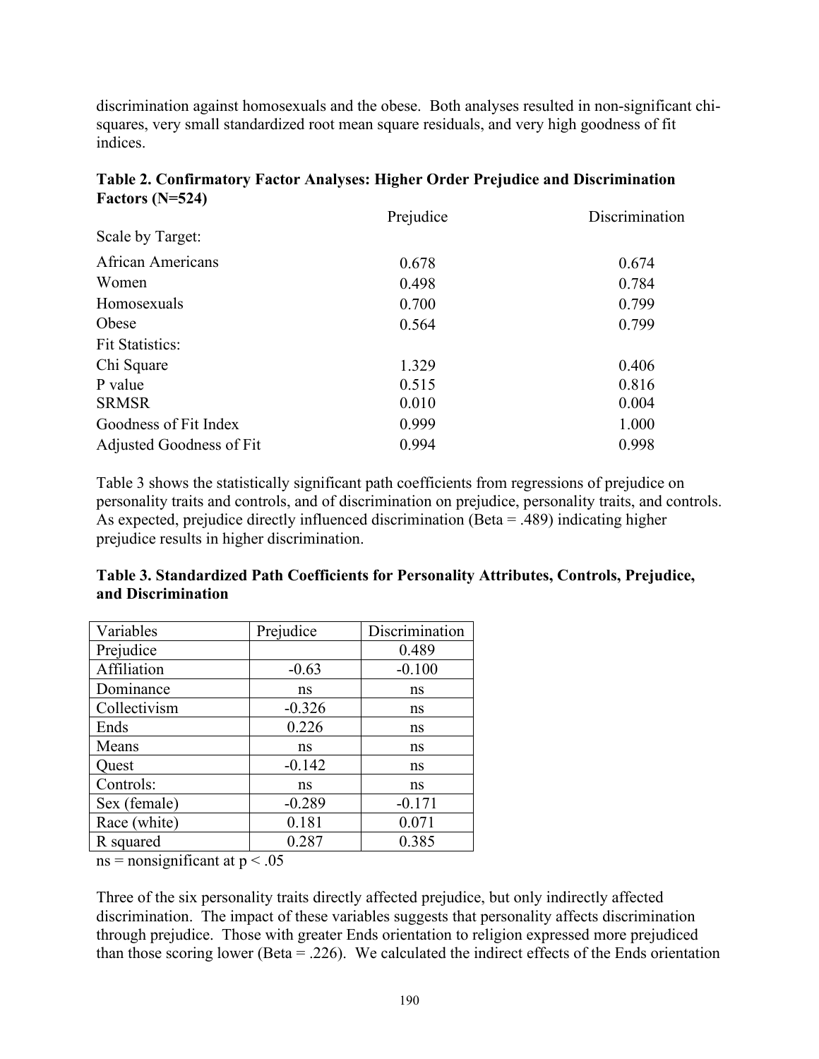discrimination against homosexuals and the obese. Both analyses resulted in non-significant chi-squares, very small standardized root mean square residuals, and very high goodness of fit indices.

**Table 2. Confirmatory Factor Analyses: Higher Order Prejudice and Discrimination Factors (N=524)**

| | Prejudice | Discrimination |
|---|---|---|
| Scale by Target: | | |
| African Americans | 0.678 | 0.674 |
| Women | 0.498 | 0.784 |
| Homosexuals | 0.700 | 0.799 |
| Obese | 0.564 | 0.799 |
| Fit Statistics: | | |
| Chi Square | 1.329 | 0.406 |
| P value | 0.515 | 0.816 |
| SRMSR | 0.010 | 0.004 |
| Goodness of Fit Index | 0.999 | 1.000 |
| Adjusted Goodness of Fit | 0.994 | 0.998 |

Table 3 shows the statistically significant path coefficients from regressions of prejudice on personality traits and controls, and of discrimination on prejudice, personality traits, and controls. As expected, prejudice directly influenced discrimination (Beta = .489) indicating higher prejudice results in higher discrimination.

**Table 3. Standardized Path Coefficients for Personality Attributes, Controls, Prejudice, and Discrimination**

| Variables | Prejudice | Discrimination |
|---|---|---|
| Prejudice | | 0.489 |
| Affiliation | -0.63 | -0.100 |
| Dominance | ns | ns |
| Collectivism | -0.326 | ns |
| Ends | 0.226 | ns |
| Means | ns | ns |
| Quest | -0.142 | ns |
| Controls: | ns | ns |
| Sex (female) | -0.289 | -0.171 |
| Race (white) | 0.181 | 0.071 |
| R squared | 0.287 | 0.385 |

ns = nonsignificant at $p < .05$

Three of the six personality traits directly affected prejudice, but only indirectly affected discrimination. The impact of these variables suggests that personality affects discrimination through prejudice. Those with greater Ends orientation to religion expressed more prejudiced than those scoring lower (Beta = .226). We calculated the indirect effects of the Ends orientation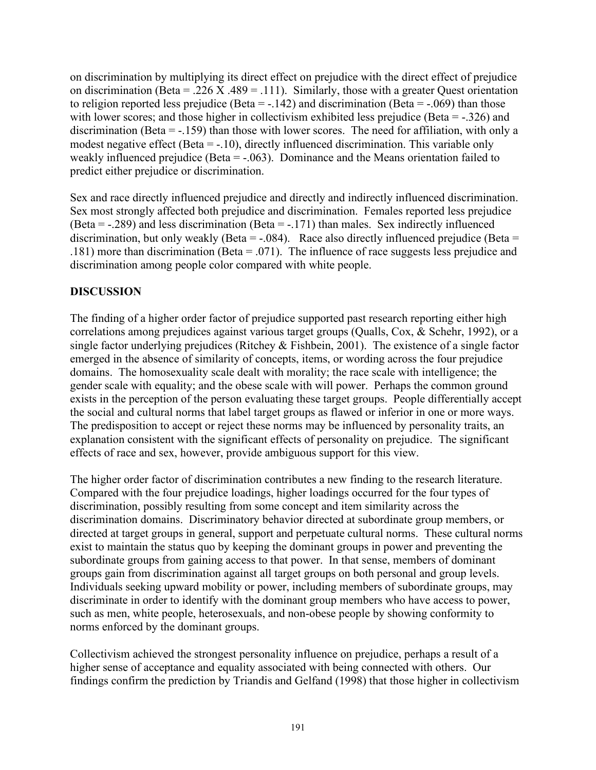on discrimination by multiplying its direct effect on prejudice with the direct effect of prejudice on discrimination (Beta = .226 X .489 = .111). Similarly, those with a greater Quest orientation to religion reported less prejudice (Beta = -.142) and discrimination (Beta = -.069) than those with lower scores; and those higher in collectivism exhibited less prejudice (Beta = -.326) and discrimination (Beta = -.159) than those with lower scores. The need for affiliation, with only a modest negative effect (Beta = -.10), directly influenced discrimination. This variable only weakly influenced prejudice (Beta = -.063). Dominance and the Means orientation failed to predict either prejudice or discrimination.

Sex and race directly influenced prejudice and directly and indirectly influenced discrimination. Sex most strongly affected both prejudice and discrimination. Females reported less prejudice (Beta = -.289) and less discrimination (Beta = -.171) than males. Sex indirectly influenced discrimination, but only weakly (Beta = -.084). Race also directly influenced prejudice (Beta = .181) more than discrimination (Beta = .071). The influence of race suggests less prejudice and discrimination among people color compared with white people.

## DISCUSSION

The finding of a higher order factor of prejudice supported past research reporting either high correlations among prejudices against various target groups (Qualls, Cox, & Schehr, 1992), or a single factor underlying prejudices (Ritchey & Fishbein, 2001). The existence of a single factor emerged in the absence of similarity of concepts, items, or wording across the four prejudice domains. The homosexuality scale dealt with morality; the race scale with intelligence; the gender scale with equality; and the obese scale with will power. Perhaps the common ground exists in the perception of the person evaluating these target groups. People differentially accept the social and cultural norms that label target groups as flawed or inferior in one or more ways. The predisposition to accept or reject these norms may be influenced by personality traits, an explanation consistent with the significant effects of personality on prejudice. The significant effects of race and sex, however, provide ambiguous support for this view.

The higher order factor of discrimination contributes a new finding to the research literature. Compared with the four prejudice loadings, higher loadings occurred for the four types of discrimination, possibly resulting from some concept and item similarity across the discrimination domains. Discriminatory behavior directed at subordinate group members, or directed at target groups in general, support and perpetuate cultural norms. These cultural norms exist to maintain the status quo by keeping the dominant groups in power and preventing the subordinate groups from gaining access to that power. In that sense, members of dominant groups gain from discrimination against all target groups on both personal and group levels. Individuals seeking upward mobility or power, including members of subordinate groups, may discriminate in order to identify with the dominant group members who have access to power, such as men, white people, heterosexuals, and non-obese people by showing conformity to norms enforced by the dominant groups.

Collectivism achieved the strongest personality influence on prejudice, perhaps a result of a higher sense of acceptance and equality associated with being connected with others. Our findings confirm the prediction by Triandis and Gelfand (1998) that those higher in collectivism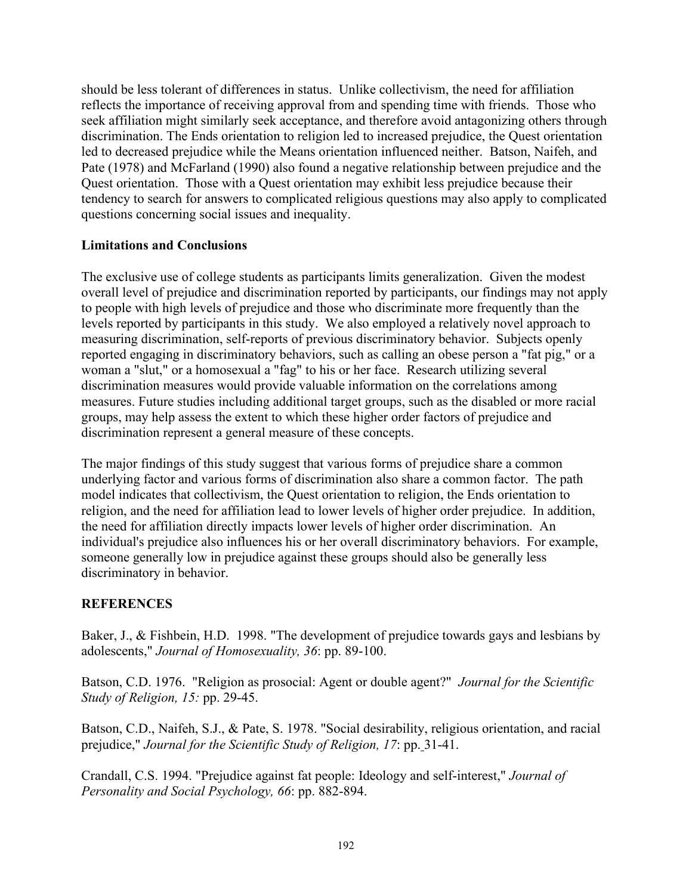should be less tolerant of differences in status. Unlike collectivism, the need for affiliation reflects the importance of receiving approval from and spending time with friends. Those who seek affiliation might similarly seek acceptance, and therefore avoid antagonizing others through discrimination. The Ends orientation to religion led to increased prejudice, the Quest orientation led to decreased prejudice while the Means orientation influenced neither. Batson, Naifeh, and Pate (1978) and McFarland (1990) also found a negative relationship between prejudice and the Quest orientation. Those with a Quest orientation may exhibit less prejudice because their tendency to search for answers to complicated religious questions may also apply to complicated questions concerning social issues and inequality.

## Limitations and Conclusions

The exclusive use of college students as participants limits generalization. Given the modest overall level of prejudice and discrimination reported by participants, our findings may not apply to people with high levels of prejudice and those who discriminate more frequently than the levels reported by participants in this study. We also employed a relatively novel approach to measuring discrimination, self-reports of previous discriminatory behavior. Subjects openly reported engaging in discriminatory behaviors, such as calling an obese person a "fat pig," or a woman a "slut," or a homosexual a "fag" to his or her face. Research utilizing several discrimination measures would provide valuable information on the correlations among measures. Future studies including additional target groups, such as the disabled or more racial groups, may help assess the extent to which these higher order factors of prejudice and discrimination represent a general measure of these concepts.

The major findings of this study suggest that various forms of prejudice share a common underlying factor and various forms of discrimination also share a common factor. The path model indicates that collectivism, the Quest orientation to religion, the Ends orientation to religion, and the need for affiliation lead to lower levels of higher order prejudice. In addition, the need for affiliation directly impacts lower levels of higher order discrimination. An individual's prejudice also influences his or her overall discriminatory behaviors. For example, someone generally low in prejudice against these groups should also be generally less discriminatory in behavior.

## REFERENCES

Baker, J., & Fishbein, H.D. 1998. "The development of prejudice towards gays and lesbians by adolescents," *Journal of Homosexuality, 36*: pp. 89-100.

Batson, C.D. 1976. "Religion as prosocial: Agent or double agent?" *Journal for the Scientific Study of Religion, 15:* pp. 29-45.

Batson, C.D., Naifeh, S.J., & Pate, S. 1978. "Social desirability, religious orientation, and racial prejudice," *Journal for the Scientific Study of Religion, 17*: pp. 31-41.

Crandall, C.S. 1994. "Prejudice against fat people: Ideology and self-interest," *Journal of Personality and Social Psychology, 66*: pp. 882-894.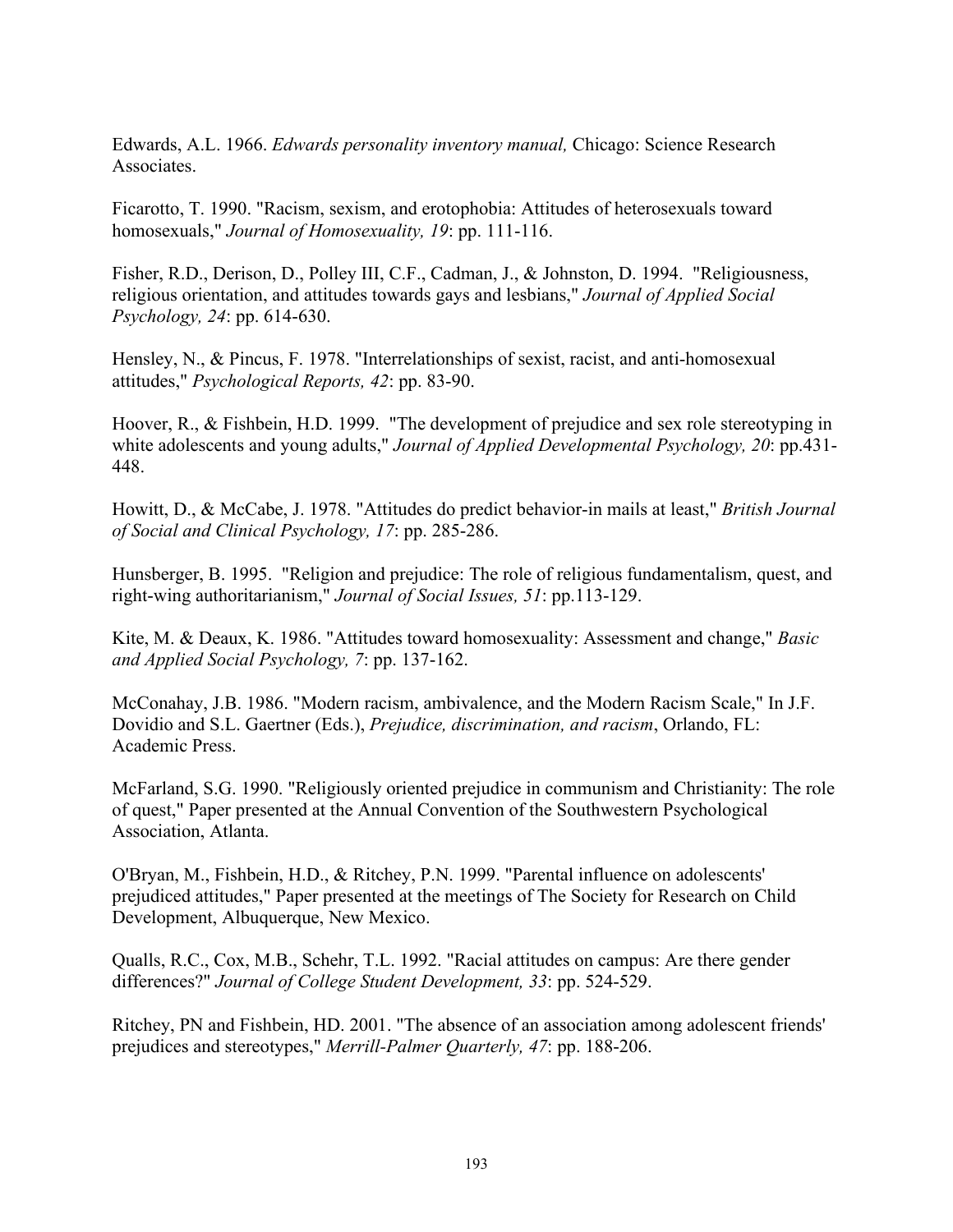Edwards, A.L. 1966. *Edwards personality inventory manual,* Chicago: Science Research Associates.

Ficarotto, T. 1990. "Racism, sexism, and erotophobia: Attitudes of heterosexuals toward homosexuals," *Journal of Homosexuality, 19*: pp. 111-116.

Fisher, R.D., Derison, D., Polley III, C.F., Cadman, J., & Johnston, D. 1994. "Religiousness, religious orientation, and attitudes towards gays and lesbians," *Journal of Applied Social Psychology, 24*: pp. 614-630.

Hensley, N., & Pincus, F. 1978. "Interrelationships of sexist, racist, and anti-homosexual attitudes," *Psychological Reports, 42*: pp. 83-90.

Hoover, R., & Fishbein, H.D. 1999. "The development of prejudice and sex role stereotyping in white adolescents and young adults," *Journal of Applied Developmental Psychology, 20*: pp.431-448.

Howitt, D., & McCabe, J. 1978. "Attitudes do predict behavior-in mails at least," *British Journal of Social and Clinical Psychology, 17*: pp. 285-286.

Hunsberger, B. 1995. "Religion and prejudice: The role of religious fundamentalism, quest, and right-wing authoritarianism," *Journal of Social Issues, 51*: pp.113-129.

Kite, M. & Deaux, K. 1986. "Attitudes toward homosexuality: Assessment and change," *Basic and Applied Social Psychology, 7*: pp. 137-162.

McConahay, J.B. 1986. "Modern racism, ambivalence, and the Modern Racism Scale," In J.F. Dovidio and S.L. Gaertner (Eds.), *Prejudice, discrimination, and racism*, Orlando, FL: Academic Press.

McFarland, S.G. 1990. "Religiously oriented prejudice in communism and Christianity: The role of quest," Paper presented at the Annual Convention of the Southwestern Psychological Association, Atlanta.

O'Bryan, M., Fishbein, H.D., & Ritchey, P.N. 1999. "Parental influence on adolescents' prejudiced attitudes," Paper presented at the meetings of The Society for Research on Child Development, Albuquerque, New Mexico.

Qualls, R.C., Cox, M.B., Schehr, T.L. 1992. "Racial attitudes on campus: Are there gender differences?" *Journal of College Student Development, 33*: pp. 524-529.

Ritchey, PN and Fishbein, HD. 2001. "The absence of an association among adolescent friends' prejudices and stereotypes," *Merrill-Palmer Quarterly, 47*: pp. 188-206.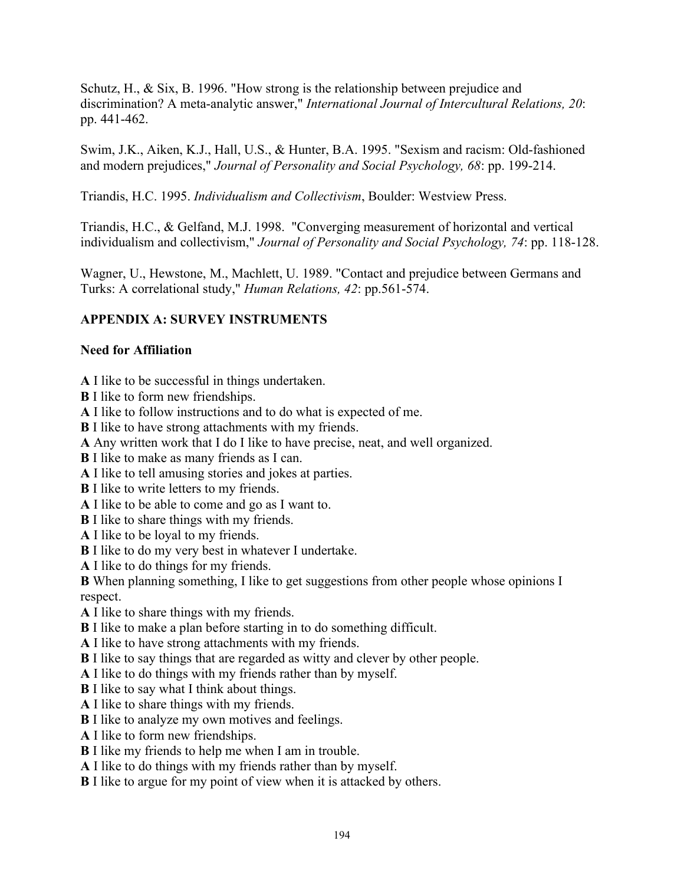Schutz, H., & Six, B. 1996. "How strong is the relationship between prejudice and discrimination? A meta-analytic answer," *International Journal of Intercultural Relations, 20*: pp. 441-462.

Swim, J.K., Aiken, K.J., Hall, U.S., & Hunter, B.A. 1995. "Sexism and racism: Old-fashioned and modern prejudices," *Journal of Personality and Social Psychology, 68*: pp. 199-214.

Triandis, H.C. 1995. *Individualism and Collectivism*, Boulder: Westview Press.

Triandis, H.C., & Gelfand, M.J. 1998. "Converging measurement of horizontal and vertical individualism and collectivism," *Journal of Personality and Social Psychology, 74*: pp. 118-128.

Wagner, U., Hewstone, M., Machlett, U. 1989. "Contact and prejudice between Germans and Turks: A correlational study," *Human Relations, 42*: pp.561-574.

## APPENDIX A: SURVEY INSTRUMENTS

### Need for Affiliation

**A** I like to be successful in things undertaken.
**B** I like to form new friendships.
**A** I like to follow instructions and to do what is expected of me.
**B** I like to have strong attachments with my friends.
**A** Any written work that I do I like to have precise, neat, and well organized.
**B** I like to make as many friends as I can.
**A** I like to tell amusing stories and jokes at parties.
**B** I like to write letters to my friends.
**A** I like to be able to come and go as I want to.
**B** I like to share things with my friends.
**A** I like to be loyal to my friends.
**B** I like to do my very best in whatever I undertake.
**A** I like to do things for my friends.
**B** When planning something, I like to get suggestions from other people whose opinions I respect.
**A** I like to share things with my friends.
**B** I like to make a plan before starting in to do something difficult.
**A** I like to have strong attachments with my friends.
**B** I like to say things that are regarded as witty and clever by other people.
**A** I like to do things with my friends rather than by myself.
**B** I like to say what I think about things.
**A** I like to share things with my friends.
**B** I like to analyze my own motives and feelings.
**A** I like to form new friendships.
**B** I like my friends to help me when I am in trouble.
**A** I like to do things with my friends rather than by myself.
**B** I like to argue for my point of view when it is attacked by others.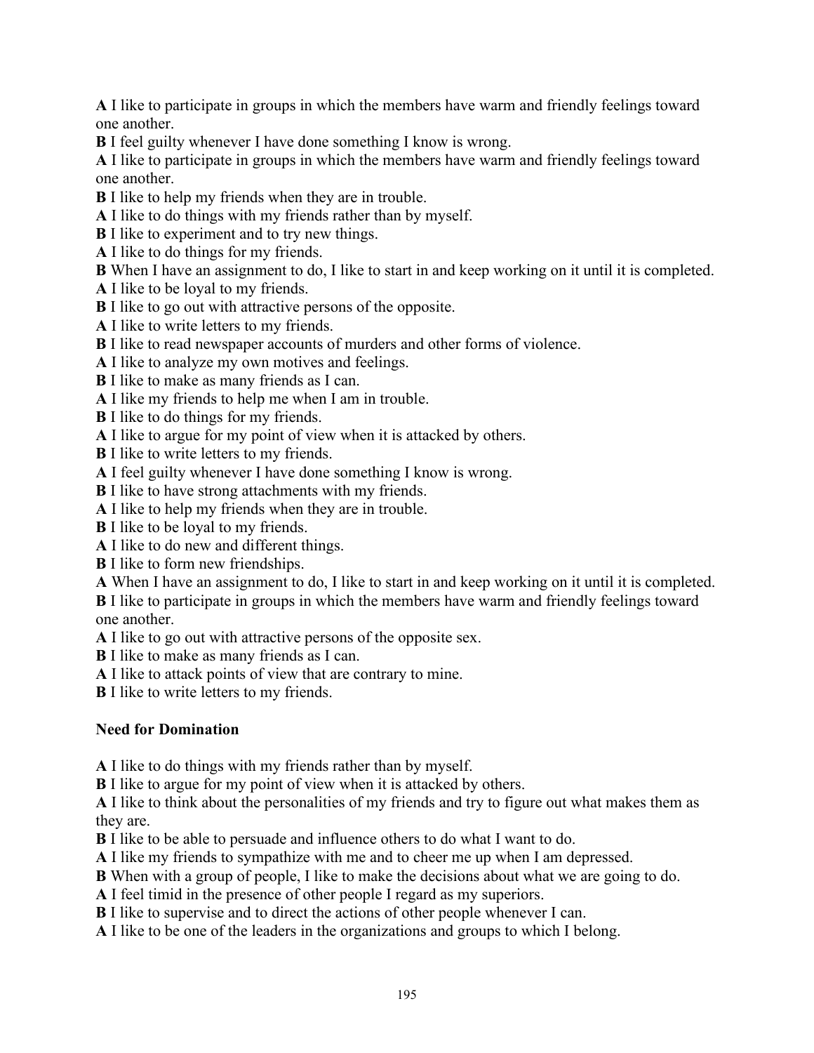**A** I like to participate in groups in which the members have warm and friendly feelings toward one another.
**B** I feel guilty whenever I have done something I know is wrong.
**A** I like to participate in groups in which the members have warm and friendly feelings toward one another.
**B** I like to help my friends when they are in trouble.
**A** I like to do things with my friends rather than by myself.
**B** I like to experiment and to try new things.
**A** I like to do things for my friends.
**B** When I have an assignment to do, I like to start in and keep working on it until it is completed.
**A** I like to be loyal to my friends.
**B** I like to go out with attractive persons of the opposite.
**A** I like to write letters to my friends.
**B** I like to read newspaper accounts of murders and other forms of violence.
**A** I like to analyze my own motives and feelings.
**B** I like to make as many friends as I can.
**A** I like my friends to help me when I am in trouble.
**B** I like to do things for my friends.
**A** I like to argue for my point of view when it is attacked by others.
**B** I like to write letters to my friends.
**A** I feel guilty whenever I have done something I know is wrong.
**B** I like to have strong attachments with my friends.
**A** I like to help my friends when they are in trouble.
**B** I like to be loyal to my friends.
**A** I like to do new and different things.
**B** I like to form new friendships.
**A** When I have an assignment to do, I like to start in and keep working on it until it is completed.
**B** I like to participate in groups in which the members have warm and friendly feelings toward one another.
**A** I like to go out with attractive persons of the opposite sex.
**B** I like to make as many friends as I can.
**A** I like to attack points of view that are contrary to mine.
**B** I like to write letters to my friends.

### Need for Domination

**A** I like to do things with my friends rather than by myself.
**B** I like to argue for my point of view when it is attacked by others.
**A** I like to think about the personalities of my friends and try to figure out what makes them as they are.
**B** I like to be able to persuade and influence others to do what I want to do.
**A** I like my friends to sympathize with me and to cheer me up when I am depressed.
**B** When with a group of people, I like to make the decisions about what we are going to do.
**A** I feel timid in the presence of other people I regard as my superiors.
**B** I like to supervise and to direct the actions of other people whenever I can.
**A** I like to be one of the leaders in the organizations and groups to which I belong.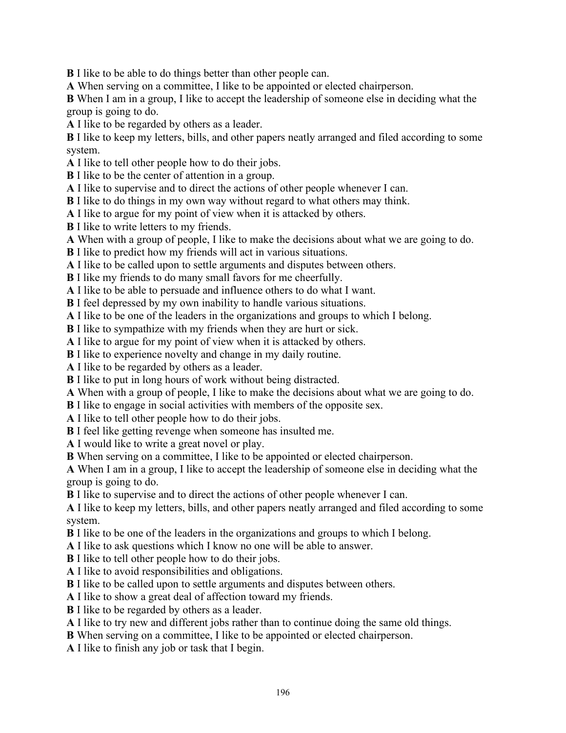**B** I like to be able to do things better than other people can.

**A** When serving on a committee, I like to be appointed or elected chairperson.

**B** When I am in a group, I like to accept the leadership of someone else in deciding what the group is going to do.

**A** I like to be regarded by others as a leader.

**B** I like to keep my letters, bills, and other papers neatly arranged and filed according to some system.

**A** I like to tell other people how to do their jobs.

**B** I like to be the center of attention in a group.

**A** I like to supervise and to direct the actions of other people whenever I can.

**B** I like to do things in my own way without regard to what others may think.

**A** I like to argue for my point of view when it is attacked by others.

**B** I like to write letters to my friends.

**A** When with a group of people, I like to make the decisions about what we are going to do.

**B** I like to predict how my friends will act in various situations.

**A** I like to be called upon to settle arguments and disputes between others.

**B** I like my friends to do many small favors for me cheerfully.

**A** I like to be able to persuade and influence others to do what I want.

**B** I feel depressed by my own inability to handle various situations.

**A** I like to be one of the leaders in the organizations and groups to which I belong.

**B** I like to sympathize with my friends when they are hurt or sick.

**A** I like to argue for my point of view when it is attacked by others.

**B** I like to experience novelty and change in my daily routine.

**A** I like to be regarded by others as a leader.

**B** I like to put in long hours of work without being distracted.

**A** When with a group of people, I like to make the decisions about what we are going to do.

**B** I like to engage in social activities with members of the opposite sex.

**A** I like to tell other people how to do their jobs.

**B** I feel like getting revenge when someone has insulted me.

**A** I would like to write a great novel or play.

**B** When serving on a committee, I like to be appointed or elected chairperson.

**A** When I am in a group, I like to accept the leadership of someone else in deciding what the group is going to do.

**B** I like to supervise and to direct the actions of other people whenever I can.

**A** I like to keep my letters, bills, and other papers neatly arranged and filed according to some system.

**B** I like to be one of the leaders in the organizations and groups to which I belong.

**A** I like to ask questions which I know no one will be able to answer.

**B** I like to tell other people how to do their jobs.

**A** I like to avoid responsibilities and obligations.

**B** I like to be called upon to settle arguments and disputes between others.

**A** I like to show a great deal of affection toward my friends.

**B** I like to be regarded by others as a leader.

**A** I like to try new and different jobs rather than to continue doing the same old things.

**B** When serving on a committee, I like to be appointed or elected chairperson.

**A** I like to finish any job or task that I begin.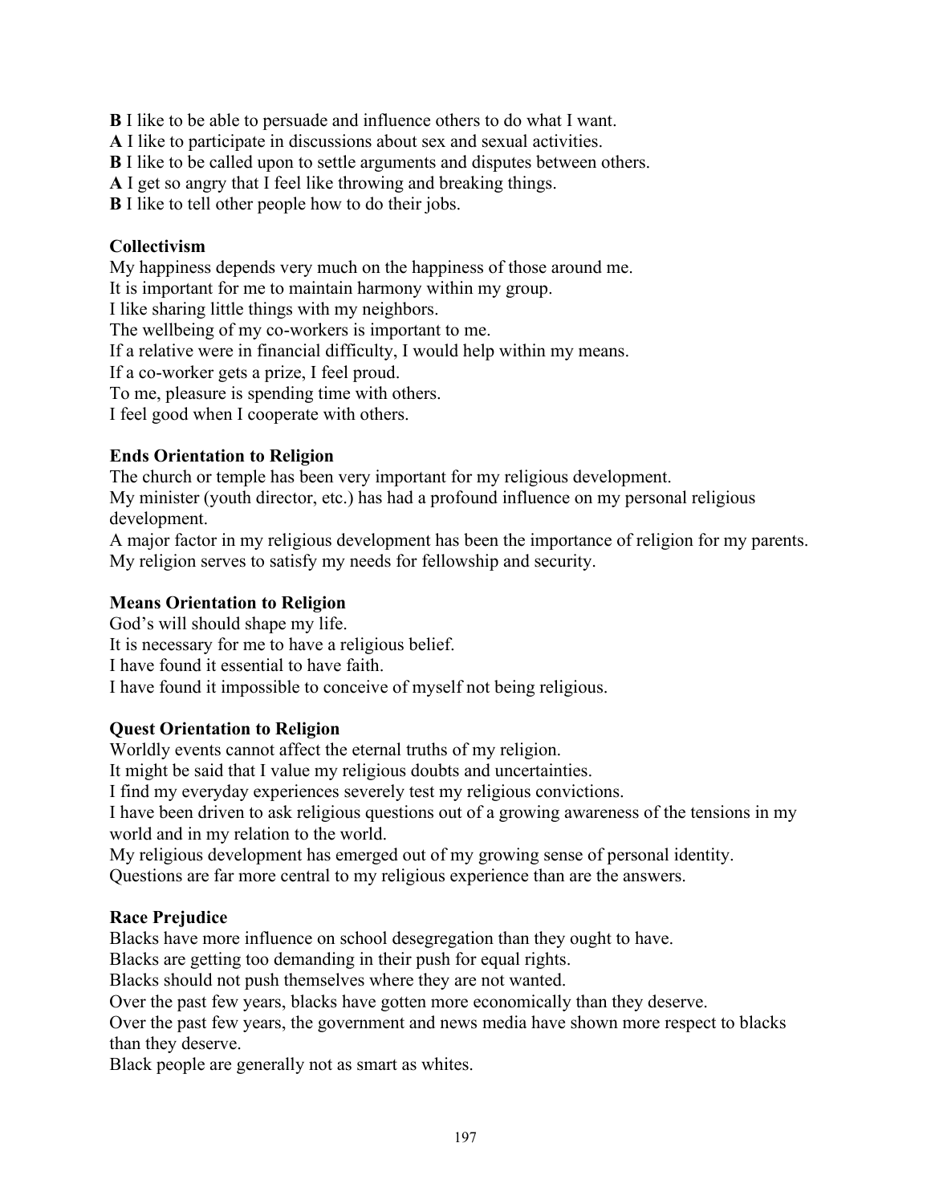**B** I like to be able to persuade and influence others to do what I want.
**A** I like to participate in discussions about sex and sexual activities.
**B** I like to be called upon to settle arguments and disputes between others.
**A** I get so angry that I feel like throwing and breaking things.
**B** I like to tell other people how to do their jobs.

**Collectivism**
My happiness depends very much on the happiness of those around me.
It is important for me to maintain harmony within my group.
I like sharing little things with my neighbors.
The wellbeing of my co-workers is important to me.
If a relative were in financial difficulty, I would help within my means.
If a co-worker gets a prize, I feel proud.
To me, pleasure is spending time with others.
I feel good when I cooperate with others.

**Ends Orientation to Religion**
The church or temple has been very important for my religious development.
My minister (youth director, etc.) has had a profound influence on my personal religious development.
A major factor in my religious development has been the importance of religion for my parents.
My religion serves to satisfy my needs for fellowship and security.

**Means Orientation to Religion**
God's will should shape my life.
It is necessary for me to have a religious belief.
I have found it essential to have faith.
I have found it impossible to conceive of myself not being religious.

**Quest Orientation to Religion**
Worldly events cannot affect the eternal truths of my religion.
It might be said that I value my religious doubts and uncertainties.
I find my everyday experiences severely test my religious convictions.
I have been driven to ask religious questions out of a growing awareness of the tensions in my world and in my relation to the world.
My religious development has emerged out of my growing sense of personal identity.
Questions are far more central to my religious experience than are the answers.

**Race Prejudice**
Blacks have more influence on school desegregation than they ought to have.
Blacks are getting too demanding in their push for equal rights.
Blacks should not push themselves where they are not wanted.
Over the past few years, blacks have gotten more economically than they deserve.
Over the past few years, the government and news media have shown more respect to blacks than they deserve.
Black people are generally not as smart as whites.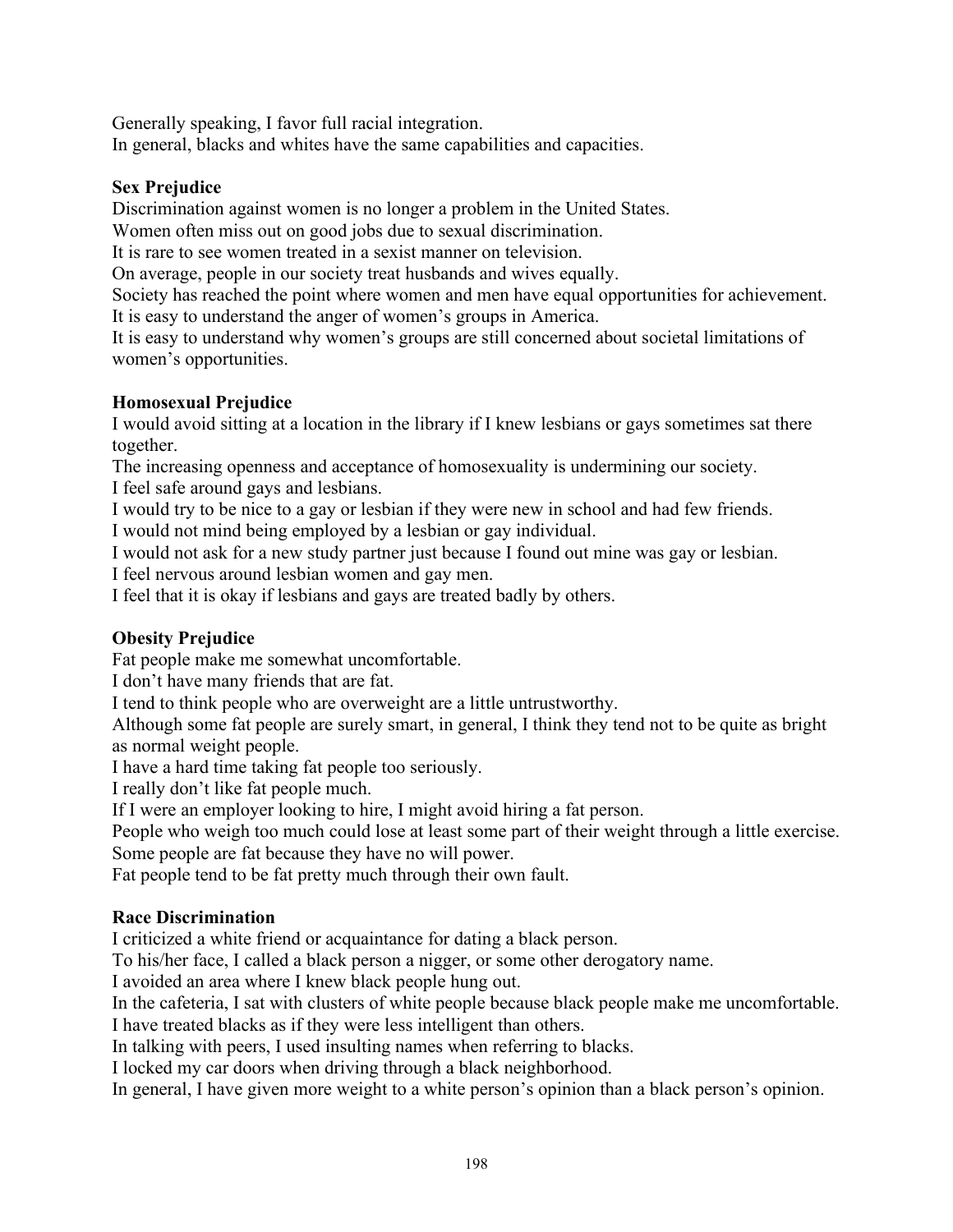Generally speaking, I favor full racial integration.
In general, blacks and whites have the same capabilities and capacities.

**Sex Prejudice**
Discrimination against women is no longer a problem in the United States.
Women often miss out on good jobs due to sexual discrimination.
It is rare to see women treated in a sexist manner on television.
On average, people in our society treat husbands and wives equally.
Society has reached the point where women and men have equal opportunities for achievement.
It is easy to understand the anger of women's groups in America.
It is easy to understand why women's groups are still concerned about societal limitations of women's opportunities.

**Homosexual Prejudice**
I would avoid sitting at a location in the library if I knew lesbians or gays sometimes sat there together.
The increasing openness and acceptance of homosexuality is undermining our society.
I feel safe around gays and lesbians.
I would try to be nice to a gay or lesbian if they were new in school and had few friends.
I would not mind being employed by a lesbian or gay individual.
I would not ask for a new study partner just because I found out mine was gay or lesbian.
I feel nervous around lesbian women and gay men.
I feel that it is okay if lesbians and gays are treated badly by others.

**Obesity Prejudice**
Fat people make me somewhat uncomfortable.
I don't have many friends that are fat.
I tend to think people who are overweight are a little untrustworthy.
Although some fat people are surely smart, in general, I think they tend not to be quite as bright as normal weight people.
I have a hard time taking fat people too seriously.
I really don't like fat people much.
If I were an employer looking to hire, I might avoid hiring a fat person.
People who weigh too much could lose at least some part of their weight through a little exercise.
Some people are fat because they have no will power.
Fat people tend to be fat pretty much through their own fault.

**Race Discrimination**
I criticized a white friend or acquaintance for dating a black person.
To his/her face, I called a black person a nigger, or some other derogatory name.
I avoided an area where I knew black people hung out.
In the cafeteria, I sat with clusters of white people because black people make me uncomfortable.
I have treated blacks as if they were less intelligent than others.
In talking with peers, I used insulting names when referring to blacks.
I locked my car doors when driving through a black neighborhood.
In general, I have given more weight to a white person's opinion than a black person's opinion.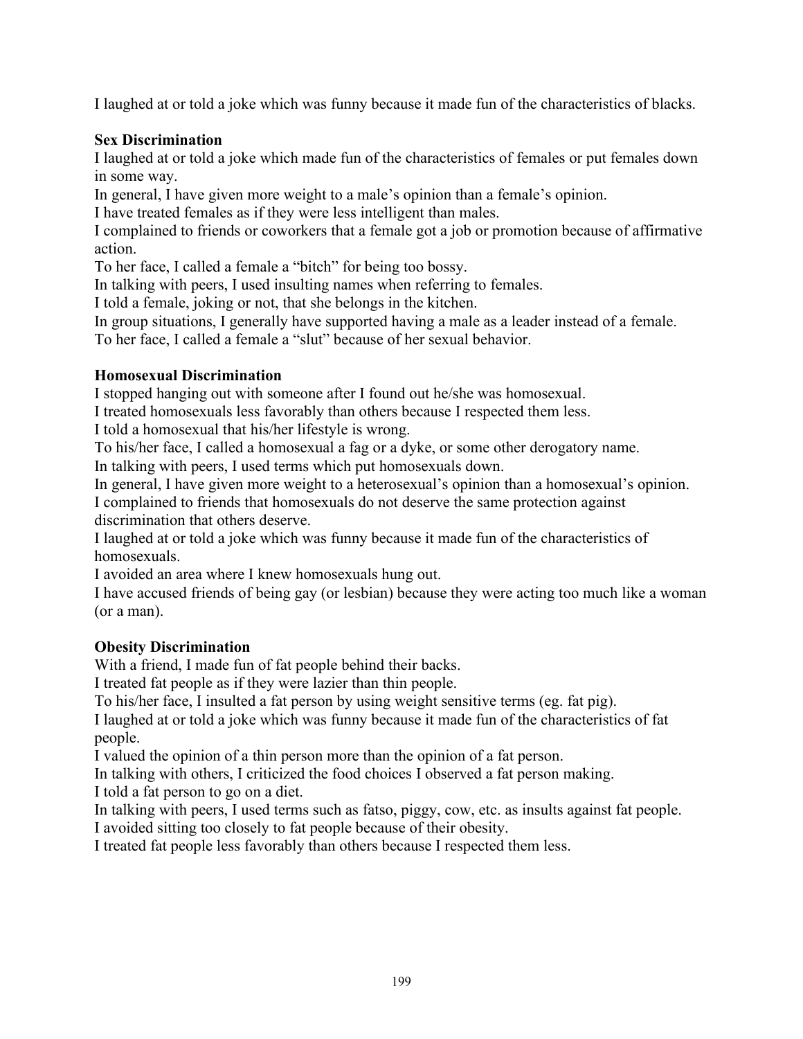I laughed at or told a joke which was funny because it made fun of the characteristics of blacks.

**Sex Discrimination**

I laughed at or told a joke which made fun of the characteristics of females or put females down in some way.

In general, I have given more weight to a male's opinion than a female's opinion.

I have treated females as if they were less intelligent than males.

I complained to friends or coworkers that a female got a job or promotion because of affirmative action.

To her face, I called a female a "bitch" for being too bossy.

In talking with peers, I used insulting names when referring to females.

I told a female, joking or not, that she belongs in the kitchen.

In group situations, I generally have supported having a male as a leader instead of a female.

To her face, I called a female a "slut" because of her sexual behavior.

**Homosexual Discrimination**

I stopped hanging out with someone after I found out he/she was homosexual.

I treated homosexuals less favorably than others because I respected them less.

I told a homosexual that his/her lifestyle is wrong.

To his/her face, I called a homosexual a fag or a dyke, or some other derogatory name.

In talking with peers, I used terms which put homosexuals down.

In general, I have given more weight to a heterosexual's opinion than a homosexual's opinion.

I complained to friends that homosexuals do not deserve the same protection against discrimination that others deserve.

I laughed at or told a joke which was funny because it made fun of the characteristics of homosexuals.

I avoided an area where I knew homosexuals hung out.

I have accused friends of being gay (or lesbian) because they were acting too much like a woman (or a man).

**Obesity Discrimination**

With a friend, I made fun of fat people behind their backs.

I treated fat people as if they were lazier than thin people.

To his/her face, I insulted a fat person by using weight sensitive terms (eg. fat pig).

I laughed at or told a joke which was funny because it made fun of the characteristics of fat people.

I valued the opinion of a thin person more than the opinion of a fat person.

In talking with others, I criticized the food choices I observed a fat person making.

I told a fat person to go on a diet.

In talking with peers, I used terms such as fatso, piggy, cow, etc. as insults against fat people.

I avoided sitting too closely to fat people because of their obesity.

I treated fat people less favorably than others because I respected them less.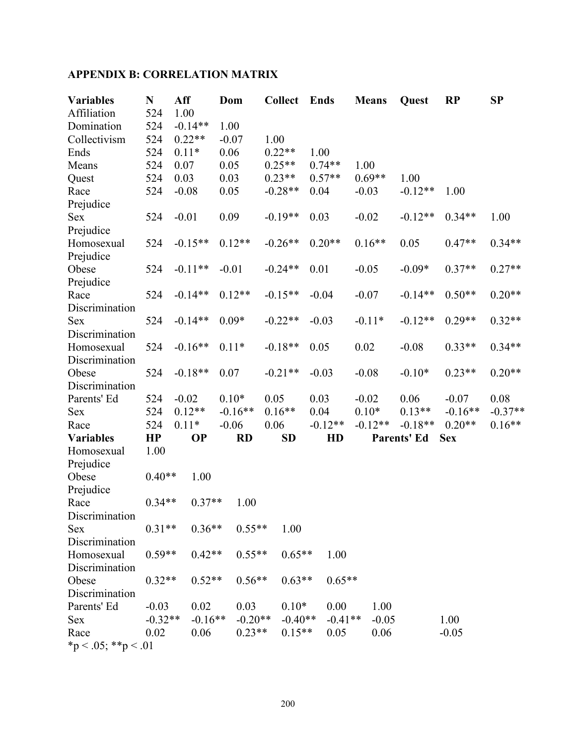## APPENDIX B: CORRELATION MATRIX

| Variables | N | Aff | Dom | Collect | Ends | Means | Quest | RP | SP |
|---|---|---|---|---|---|---|---|---|---|
| Affiliation | 524 | 1.00 | | | | | | | |
| Domination | 524 | -0.14** | 1.00 | | | | | | |
| Collectivism | 524 | 0.22** | -0.07 | 1.00 | | | | | |
| Ends | 524 | 0.11* | 0.06 | 0.22** | 1.00 | | | | |
| Means | 524 | 0.07 | 0.05 | 0.25** | 0.74** | 1.00 | | | |
| Quest | 524 | 0.03 | 0.03 | 0.23** | 0.57** | 0.69** | 1.00 | | |
| Race Prejudice | 524 | -0.08 | 0.05 | -0.28** | 0.04 | -0.03 | -0.12** | 1.00 | |
| Sex Prejudice | 524 | -0.01 | 0.09 | -0.19** | 0.03 | -0.02 | -0.12** | 0.34** | 1.00 |
| Homosexual Prejudice | 524 | -0.15** | 0.12** | -0.26** | 0.20** | 0.16** | 0.05 | 0.47** | 0.34** |
| Obese Prejudice | 524 | -0.11** | -0.01 | -0.24** | 0.01 | -0.05 | -0.09* | 0.37** | 0.27** |
| Race Discrimination | 524 | -0.14** | 0.12** | -0.15** | -0.04 | -0.07 | -0.14** | 0.50** | 0.20** |
| Sex Discrimination | 524 | -0.14** | 0.09* | -0.22** | -0.03 | -0.11* | -0.12** | 0.29** | 0.32** |
| Homosexual Discrimination | 524 | -0.16** | 0.11* | -0.18** | 0.05 | 0.02 | -0.08 | 0.33** | 0.34** |
| Obese Discrimination | 524 | -0.18** | 0.07 | -0.21** | -0.03 | -0.08 | -0.10* | 0.23** | 0.20** |
| Parents' Ed | 524 | -0.02 | 0.10* | 0.05 | 0.03 | -0.02 | 0.06 | -0.07 | 0.08 |
| Sex | 524 | 0.12** | -0.16** | 0.16** | 0.04 | 0.10* | 0.13** | -0.16** | -0.37** |
| Race | 524 | 0.11* | -0.06 | 0.06 | -0.12** | -0.12** | -0.18** | 0.20** | 0.16** |

| Variables | HP | OP | RD | SD | HD | Parents' Ed | Sex |
|---|---|---|---|---|---|---|---|
| Homosexual Prejudice | 1.00 | | | | | | |
| Obese Prejudice | 0.40** | 1.00 | | | | | |
| Race Discrimination | 0.34** | 0.37** | 1.00 | | | | |
| Sex Discrimination | 0.31** | 0.36** | 0.55** | 1.00 | | | |
| Homosexual Discrimination | 0.59** | 0.42** | 0.55** | 0.65** | 1.00 | | |
| Obese Discrimination | 0.32** | 0.52** | 0.56** | 0.63** | 0.65** | | |
| Parents' Ed | -0.03 | 0.02 | 0.03 | 0.10* | 0.00 | 1.00 | |
| Sex | -0.32** | -0.16** | -0.20** | -0.40** | -0.41** | -0.05 | 1.00 |
| Race | 0.02 | 0.06 | 0.23** | 0.15** | 0.05 | 0.06 | -0.05 |

*p < .05; **p < .01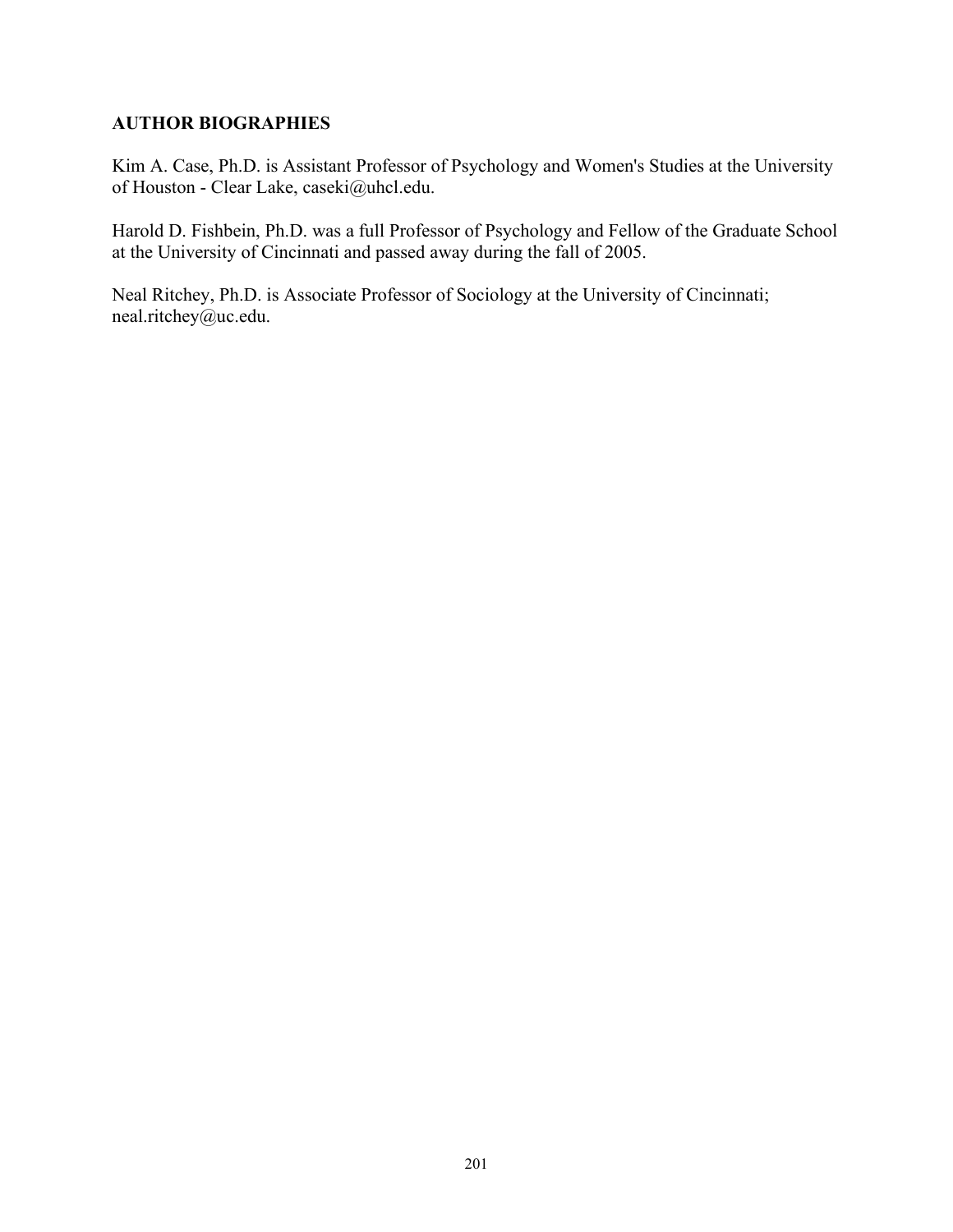## AUTHOR BIOGRAPHIES

Kim A. Case, Ph.D. is Assistant Professor of Psychology and Women's Studies at the University of Houston - Clear Lake, caseki@uhcl.edu.

Harold D. Fishbein, Ph.D. was a full Professor of Psychology and Fellow of the Graduate School at the University of Cincinnati and passed away during the fall of 2005.

Neal Ritchey, Ph.D. is Associate Professor of Sociology at the University of Cincinnati; neal.ritchey@uc.edu.